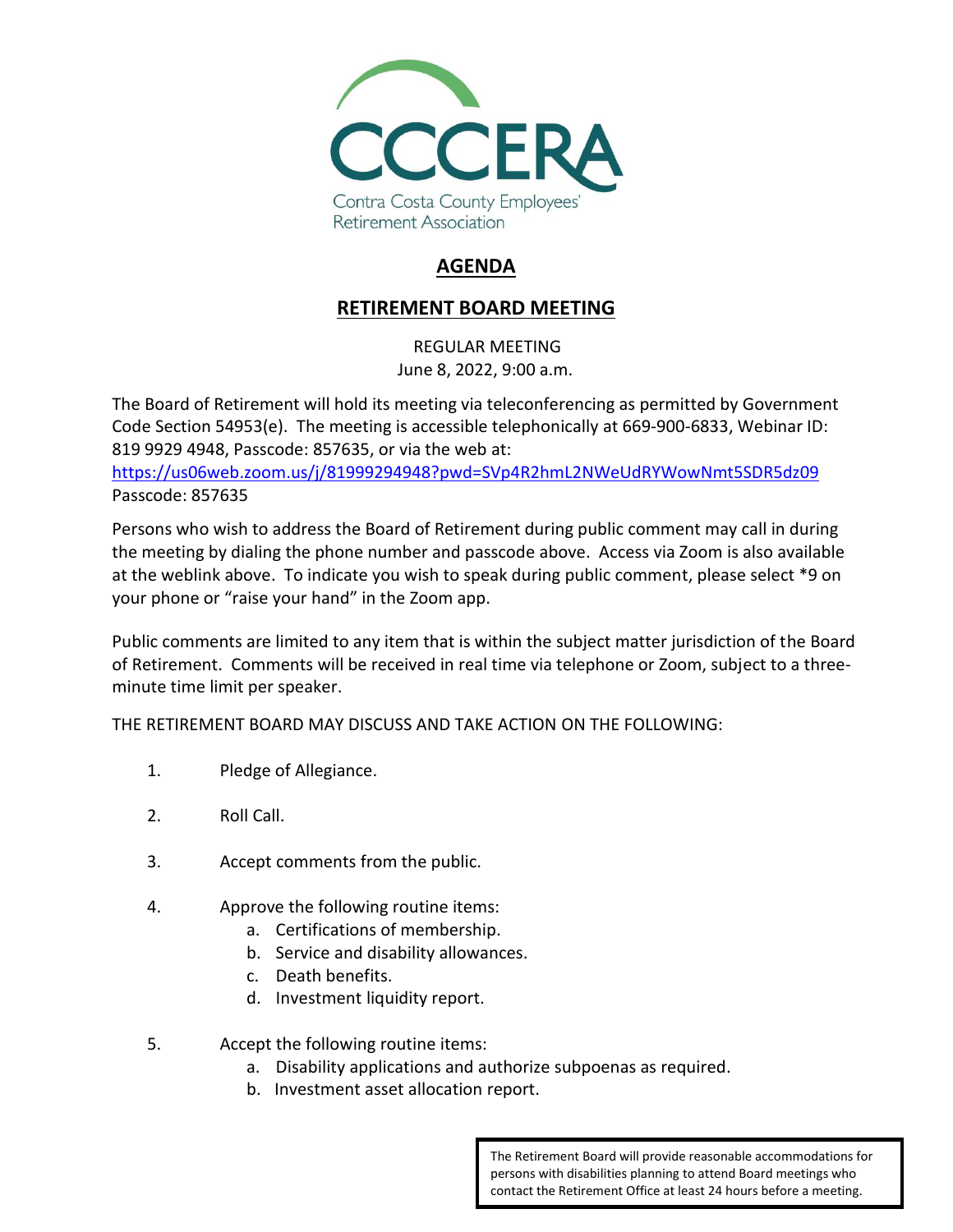CCCERA

Contra Costa County Employees' Retirement Association

# AGENDA

## RETIREMENT BOARD MEETING

REGULAR MEETING
June 8, 2022, 9:00 a.m.

The Board of Retirement will hold its meeting via teleconferencing as permitted by Government Code Section 54953(e). The meeting is accessible telephonically at 669-900-6833, Webinar ID: 819 9929 4948, Passcode: 857635, or via the web at:
https://us06web.zoom.us/j/81999294948?pwd=SVp4R2hmL2NWeUdRYWowNmt5SDR5dz09
Passcode: 857635

Persons who wish to address the Board of Retirement during public comment may call in during the meeting by dialing the phone number and passcode above. Access via Zoom is also available at the weblink above. To indicate you wish to speak during public comment, please select *9 on your phone or "raise your hand" in the Zoom app.

Public comments are limited to any item that is within the subject matter jurisdiction of the Board of Retirement. Comments will be received in real time via telephone or Zoom, subject to a three-minute time limit per speaker.

THE RETIREMENT BOARD MAY DISCUSS AND TAKE ACTION ON THE FOLLOWING:

1. Pledge of Allegiance.
2. Roll Call.
3. Accept comments from the public.
4. Approve the following routine items:
   a. Certifications of membership.
   b. Service and disability allowances.
   c. Death benefits.
   d. Investment liquidity report.
5. Accept the following routine items:
   a. Disability applications and authorize subpoenas as required.
   b. Investment asset allocation report.

The Retirement Board will provide reasonable accommodations for persons with disabilities planning to attend Board meetings who contact the Retirement Office at least 24 hours before a meeting.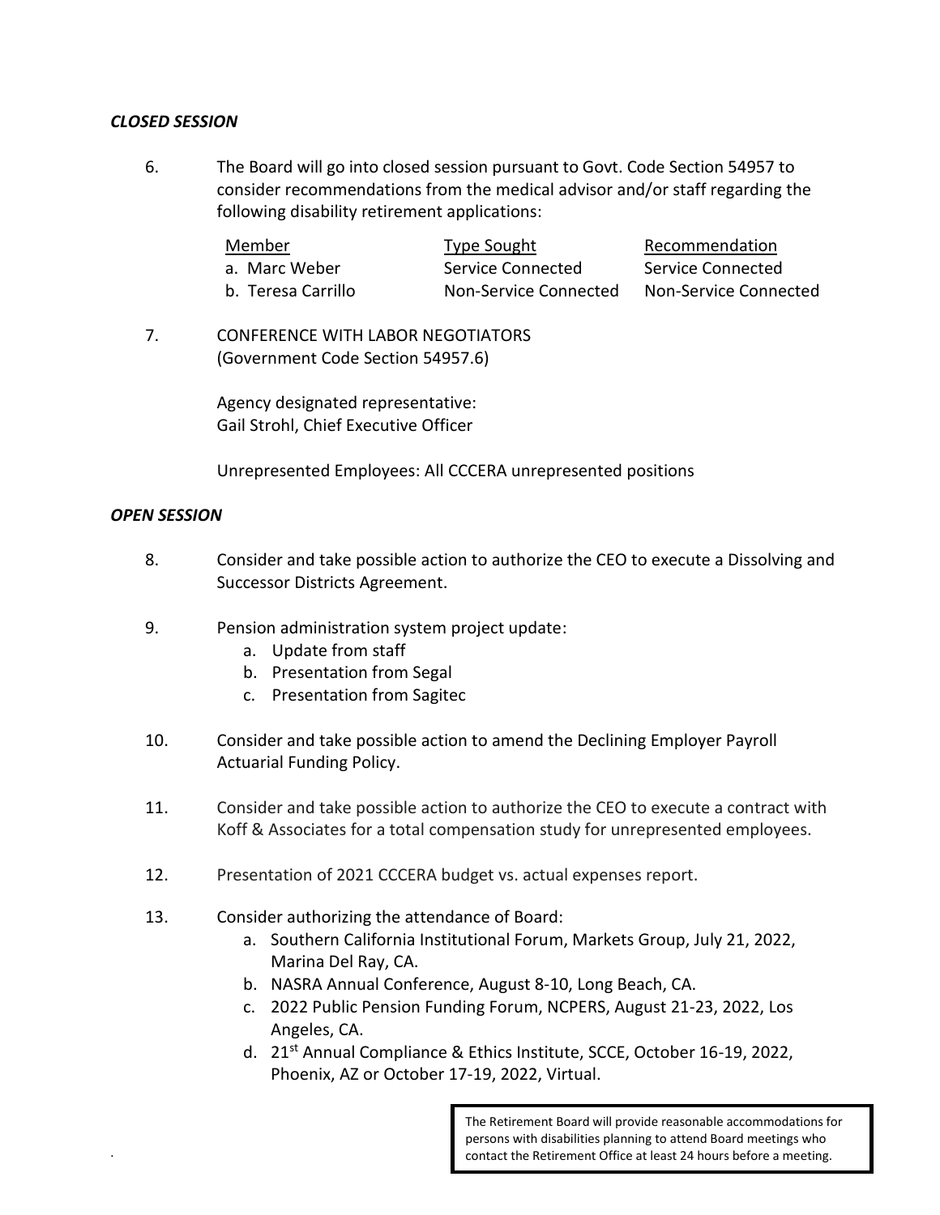***CLOSED SESSION***

6. The Board will go into closed session pursuant to Govt. Code Section 54957 to consider recommendations from the medical advisor and/or staff regarding the following disability retirement applications:

| Member | Type Sought | Recommendation |
| --- | --- | --- |
| a. Marc Weber | Service Connected | Service Connected |
| b. Teresa Carrillo | Non-Service Connected | Non-Service Connected |

7. CONFERENCE WITH LABOR NEGOTIATORS
(Government Code Section 54957.6)

   Agency designated representative:
   Gail Strohl, Chief Executive Officer

   Unrepresented Employees: All CCCERA unrepresented positions

***OPEN SESSION***

8. Consider and take possible action to authorize the CEO to execute a Dissolving and Successor Districts Agreement.

9. Pension administration system project update:
   a. Update from staff
   b. Presentation from Segal
   c. Presentation from Sagitec

10. Consider and take possible action to amend the Declining Employer Payroll Actuarial Funding Policy.

11. Consider and take possible action to authorize the CEO to execute a contract with Koff & Associates for a total compensation study for unrepresented employees.

12. Presentation of 2021 CCCERA budget vs. actual expenses report.

13. Consider authorizing the attendance of Board:
   a. Southern California Institutional Forum, Markets Group, July 21, 2022, Marina Del Ray, CA.
   b. NASRA Annual Conference, August 8-10, Long Beach, CA.
   c. 2022 Public Pension Funding Forum, NCPERS, August 21-23, 2022, Los Angeles, CA.
   d. 21st Annual Compliance & Ethics Institute, SCCE, October 16-19, 2022, Phoenix, AZ or October 17-19, 2022, Virtual.

The Retirement Board will provide reasonable accommodations for persons with disabilities planning to attend Board meetings who contact the Retirement Office at least 24 hours before a meeting.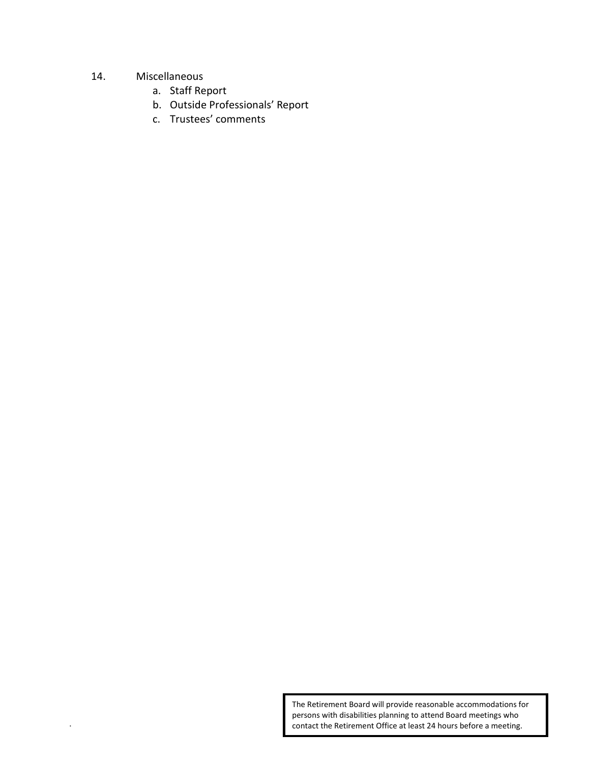14. Miscellaneous
    a. Staff Report
    b. Outside Professionals' Report
    c. Trustees' comments

The Retirement Board will provide reasonable accommodations for persons with disabilities planning to attend Board meetings who contact the Retirement Office at least 24 hours before a meeting.